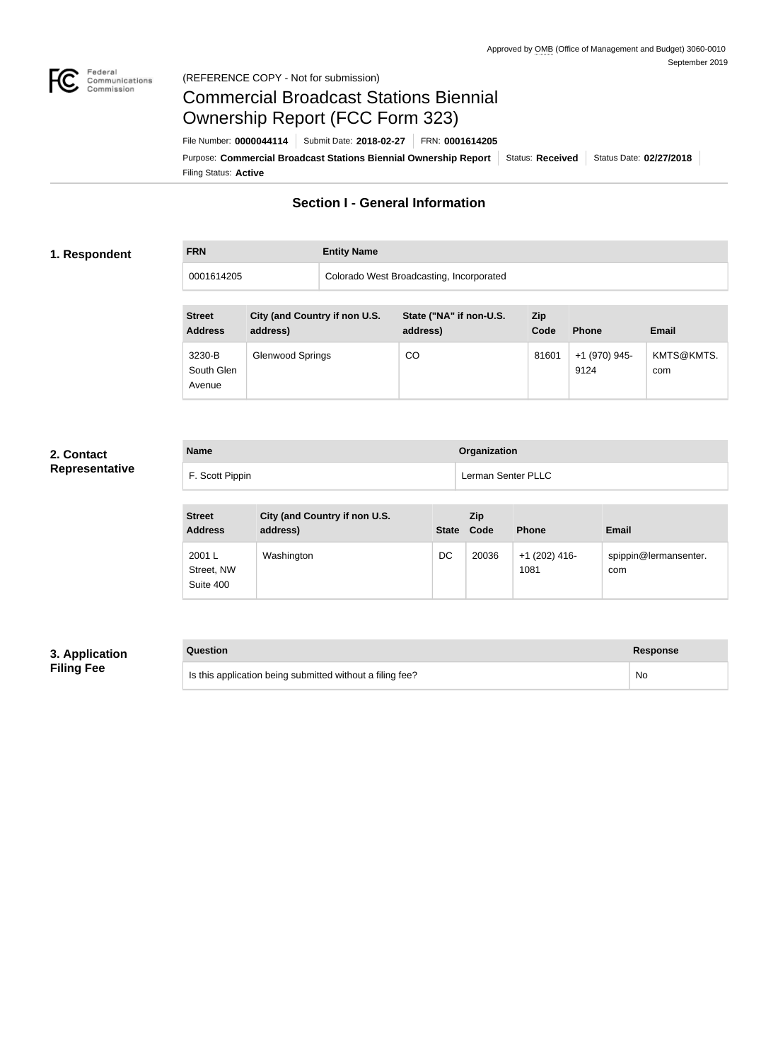Approved by OMB (Office of Management and Budget) 3060-0010
September 2019

(REFERENCE COPY - Not for submission)

# Commercial Broadcast Stations Biennial Ownership Report (FCC Form 323)

File Number: **0000044114** | Submit Date: **2018-02-27** | FRN: **0001614205**

Purpose: **Commercial Broadcast Stations Biennial Ownership Report** | Status: **Received** | Status Date: **02/27/2018**

Filing Status: **Active**

## Section I - General Information

### 1. Respondent

| FRN | Entity Name |
| --- | --- |
| 0001614205 | Colorado West Broadcasting, Incorporated |

| Street Address | City (and Country if non U.S. address) | State ("NA" if non-U.S. address) | Zip Code | Phone | Email |
| --- | --- | --- | --- | --- | --- |
| 3230-B South Glen Avenue | Glenwood Springs | CO | 81601 | +1 (970) 945-9124 | KMTS@KMTS.com |

### 2. Contact Representative

| Name | Organization |
| --- | --- |
| F. Scott Pippin | Lerman Senter PLLC |

| Street Address | City (and Country if non U.S. address) | State | Zip Code | Phone | Email |
| --- | --- | --- | --- | --- | --- |
| 2001 L Street, NW Suite 400 | Washington | DC | 20036 | +1 (202) 416-1081 | spippin@lermansenter.com |

### 3. Application Filing Fee

| Question | Response |
| --- | --- |
| Is this application being submitted without a filing fee? | No |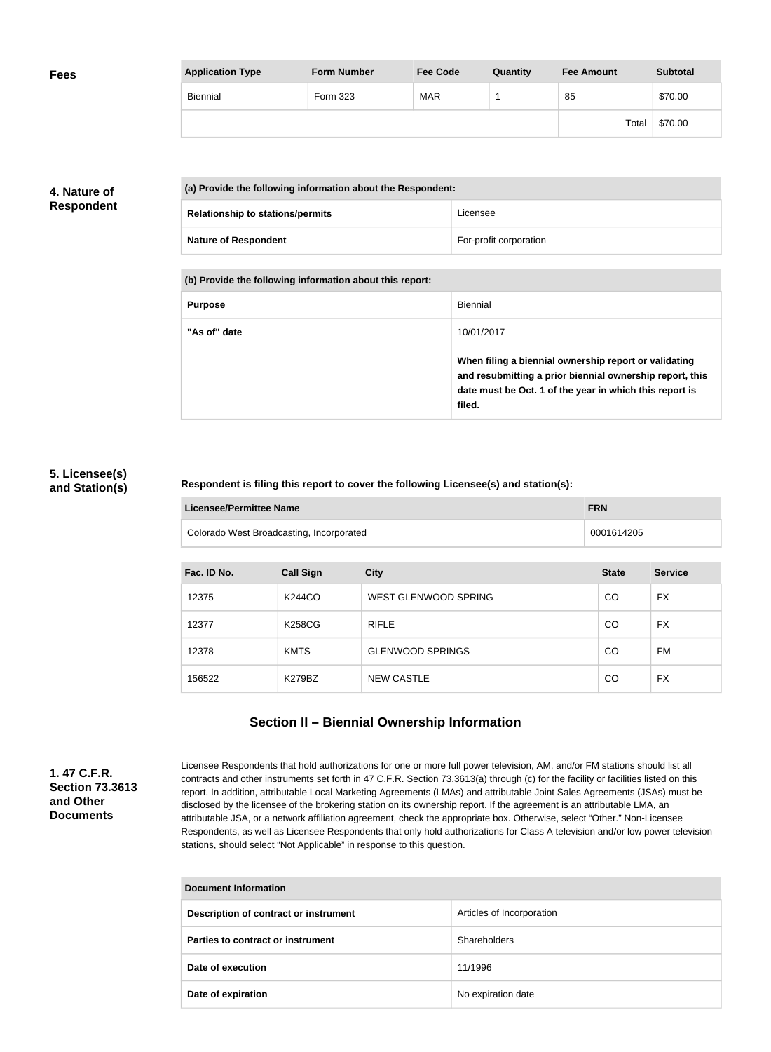## Fees

| Application Type | Form Number | Fee Code | Quantity | Fee Amount | Subtotal |
|---|---|---|---|---|---|
| Biennial | Form 323 | MAR | 1 | 85 | $70.00 |
| | | | | Total | $70.00 |

## 4. Nature of Respondent

| (a) Provide the following information about the Respondent: | |
|---|---|
| Relationship to stations/permits | Licensee |
| Nature of Respondent | For-profit corporation |

| (b) Provide the following information about this report: | |
|---|---|
| Purpose | Biennial |
| "As of" date | 10/01/2017<br><br>**When filing a biennial ownership report or validating and resubmitting a prior biennial ownership report, this date must be Oct. 1 of the year in which this report is filed.** |

## 5. Licensee(s) and Station(s)

**Respondent is filing this report to cover the following Licensee(s) and station(s):**

| Licensee/Permittee Name | FRN |
|---|---|
| Colorado West Broadcasting, Incorporated | 0001614205 |

| Fac. ID No. | Call Sign | City | State | Service |
|---|---|---|---|---|
| 12375 | K244CO | WEST GLENWOOD SPRING | CO | FX |
| 12377 | K258CG | RIFLE | CO | FX |
| 12378 | KMTS | GLENWOOD SPRINGS | CO | FM |
| 156522 | K279BZ | NEW CASTLE | CO | FX |

## Section II – Biennial Ownership Information

### 1. 47 C.F.R. Section 73.3613 and Other Documents

Licensee Respondents that hold authorizations for one or more full power television, AM, and/or FM stations should list all contracts and other instruments set forth in 47 C.F.R. Section 73.3613(a) through (c) for the facility or facilities listed on this report. In addition, attributable Local Marketing Agreements (LMAs) and attributable Joint Sales Agreements (JSAs) must be disclosed by the licensee of the brokering station on its ownership report. If the agreement is an attributable LMA, an attributable JSA, or a network affiliation agreement, check the appropriate box. Otherwise, select "Other." Non-Licensee Respondents, as well as Licensee Respondents that only hold authorizations for Class A television and/or low power television stations, should select "Not Applicable" in response to this question.

| Document Information | |
|---|---|
| Description of contract or instrument | Articles of Incorporation |
| Parties to contract or instrument | Shareholders |
| Date of execution | 11/1996 |
| Date of expiration | No expiration date |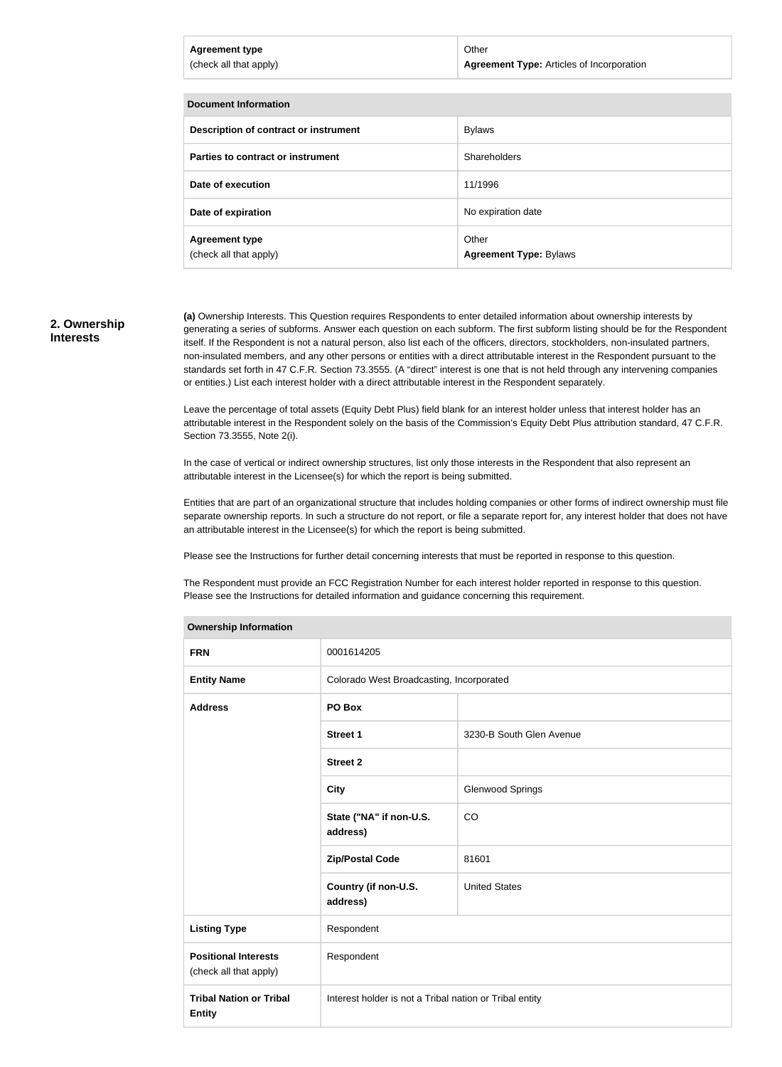| | |
|---|---|
| **Agreement type** (check all that apply) | Other **Agreement Type:** Articles of Incorporation |

| **Document Information** | |
|---|---|
| **Description of contract or instrument** | Bylaws |
| **Parties to contract or instrument** | Shareholders |
| **Date of execution** | 11/1996 |
| **Date of expiration** | No expiration date |
| **Agreement type** (check all that apply) | Other **Agreement Type:** Bylaws |

## 2. Ownership Interests

**(a)** Ownership Interests. This Question requires Respondents to enter detailed information about ownership interests by generating a series of subforms. Answer each question on each subform. The first subform listing should be for the Respondent itself. If the Respondent is not a natural person, also list each of the officers, directors, stockholders, non-insulated partners, non-insulated members, and any other persons or entities with a direct attributable interest in the Respondent pursuant to the standards set forth in 47 C.F.R. Section 73.3555. (A "direct" interest is one that is not held through any intervening companies or entities.) List each interest holder with a direct attributable interest in the Respondent separately.

Leave the percentage of total assets (Equity Debt Plus) field blank for an interest holder unless that interest holder has an attributable interest in the Respondent solely on the basis of the Commission's Equity Debt Plus attribution standard, 47 C.F.R. Section 73.3555, Note 2(i).

In the case of vertical or indirect ownership structures, list only those interests in the Respondent that also represent an attributable interest in the Licensee(s) for which the report is being submitted.

Entities that are part of an organizational structure that includes holding companies or other forms of indirect ownership must file separate ownership reports. In such a structure do not report, or file a separate report for, any interest holder that does not have an attributable interest in the Licensee(s) for which the report is being submitted.

Please see the Instructions for further detail concerning interests that must be reported in response to this question.

The Respondent must provide an FCC Registration Number for each interest holder reported in response to this question. Please see the Instructions for detailed information and guidance concerning this requirement.

| **Ownership Information** | | |
|---|---|---|
| **FRN** | 0001614205 | |
| **Entity Name** | Colorado West Broadcasting, Incorporated | |
| **Address** | **PO Box** | |
| | **Street 1** | 3230-B South Glen Avenue |
| | **Street 2** | |
| | **City** | Glenwood Springs |
| | **State ("NA" if non-U.S. address)** | CO |
| | **Zip/Postal Code** | 81601 |
| | **Country (if non-U.S. address)** | United States |
| **Listing Type** | Respondent | |
| **Positional Interests** (check all that apply) | Respondent | |
| **Tribal Nation or Tribal Entity** | Interest holder is not a Tribal nation or Tribal entity | |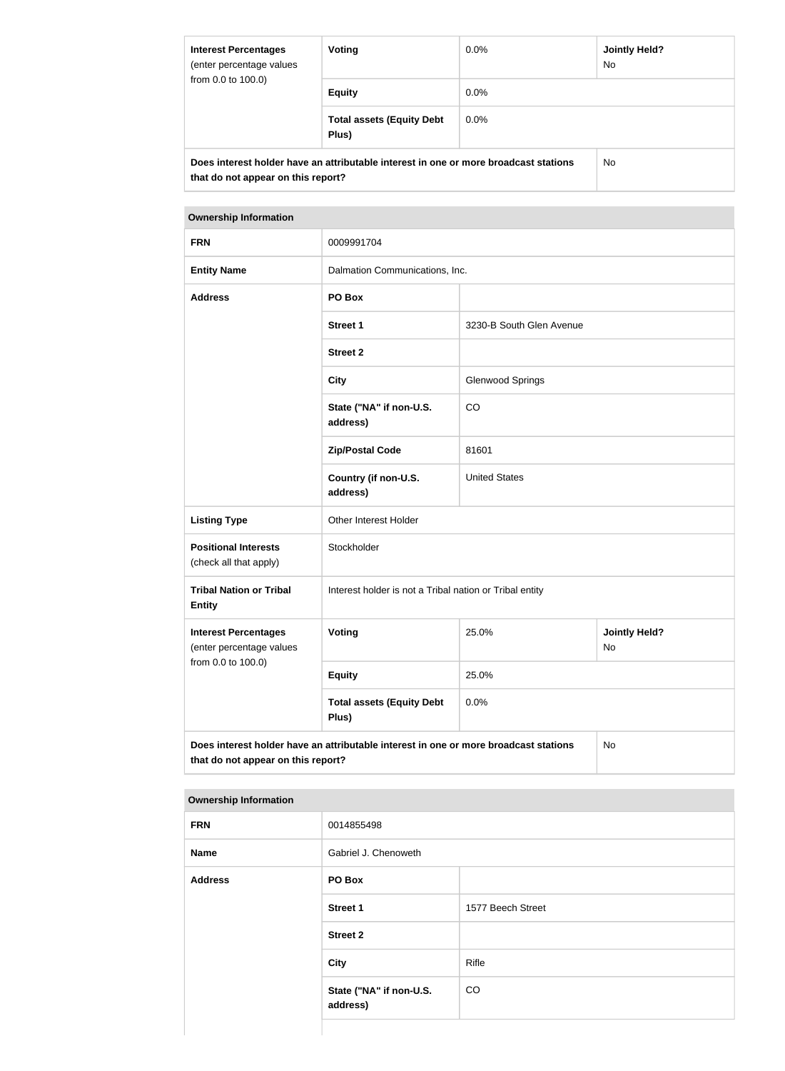| | | | |
|---|---|---|---|
| **Interest Percentages** (enter percentage values from 0.0 to 100.0) | **Voting** | 0.0% | **Jointly Held?** No |
| | **Equity** | 0.0% | |
| | **Total assets (Equity Debt Plus)** | 0.0% | |
| **Does interest holder have an attributable interest in one or more broadcast stations that do not appear on this report?** | | | No |

| **Ownership Information** | | | |
|---|---|---|---|
| **FRN** | 0009991704 | | |
| **Entity Name** | Dalmation Communications, Inc. | | |
| **Address** | **PO Box** | | |
| | **Street 1** | 3230-B South Glen Avenue | |
| | **Street 2** | | |
| | **City** | Glenwood Springs | |
| | **State ("NA" if non-U.S. address)** | CO | |
| | **Zip/Postal Code** | 81601 | |
| | **Country (if non-U.S. address)** | United States | |
| **Listing Type** | Other Interest Holder | | |
| **Positional Interests** (check all that apply) | Stockholder | | |
| **Tribal Nation or Tribal Entity** | Interest holder is not a Tribal nation or Tribal entity | | |
| **Interest Percentages** (enter percentage values from 0.0 to 100.0) | **Voting** | 25.0% | **Jointly Held?** No |
| | **Equity** | 25.0% | |
| | **Total assets (Equity Debt Plus)** | 0.0% | |
| **Does interest holder have an attributable interest in one or more broadcast stations that do not appear on this report?** | | | No |

| **Ownership Information** | | |
|---|---|---|
| **FRN** | 0014855498 | |
| **Name** | Gabriel J. Chenoweth | |
| **Address** | **PO Box** | |
| | **Street 1** | 1577 Beech Street |
| | **Street 2** | |
| | **City** | Rifle |
| | **State ("NA" if non-U.S. address)** | CO |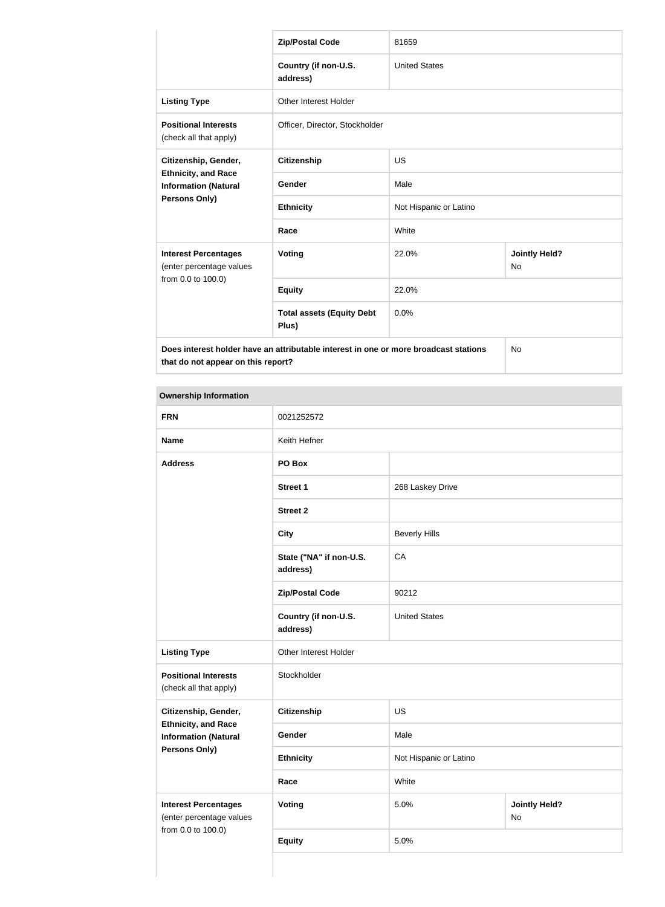| | | | |
|---|---|---|---|
| | **Zip/Postal Code** | 81659 | |
| | **Country (if non-U.S. address)** | United States | |
| **Listing Type** | Other Interest Holder | | |
| **Positional Interests** (check all that apply) | Officer, Director, Stockholder | | |
| **Citizenship, Gender, Ethnicity, and Race Information (Natural Persons Only)** | **Citizenship** | US | |
| | **Gender** | Male | |
| | **Ethnicity** | Not Hispanic or Latino | |
| | **Race** | White | |
| **Interest Percentages** (enter percentage values from 0.0 to 100.0) | **Voting** | 22.0% | **Jointly Held?** No |
| | **Equity** | 22.0% | |
| | **Total assets (Equity Debt Plus)** | 0.0% | |
| **Does interest holder have an attributable interest in one or more broadcast stations that do not appear on this report?** | | | No |

| **Ownership Information** | | | |
|---|---|---|---|
| **FRN** | 0021252572 | | |
| **Name** | Keith Hefner | | |
| **Address** | **PO Box** | | |
| | **Street 1** | 268 Laskey Drive | |
| | **Street 2** | | |
| | **City** | Beverly Hills | |
| | **State ("NA" if non-U.S. address)** | CA | |
| | **Zip/Postal Code** | 90212 | |
| | **Country (if non-U.S. address)** | United States | |
| **Listing Type** | Other Interest Holder | | |
| **Positional Interests** (check all that apply) | Stockholder | | |
| **Citizenship, Gender, Ethnicity, and Race Information (Natural Persons Only)** | **Citizenship** | US | |
| | **Gender** | Male | |
| | **Ethnicity** | Not Hispanic or Latino | |
| | **Race** | White | |
| **Interest Percentages** (enter percentage values from 0.0 to 100.0) | **Voting** | 5.0% | **Jointly Held?** No |
| | **Equity** | 5.0% | |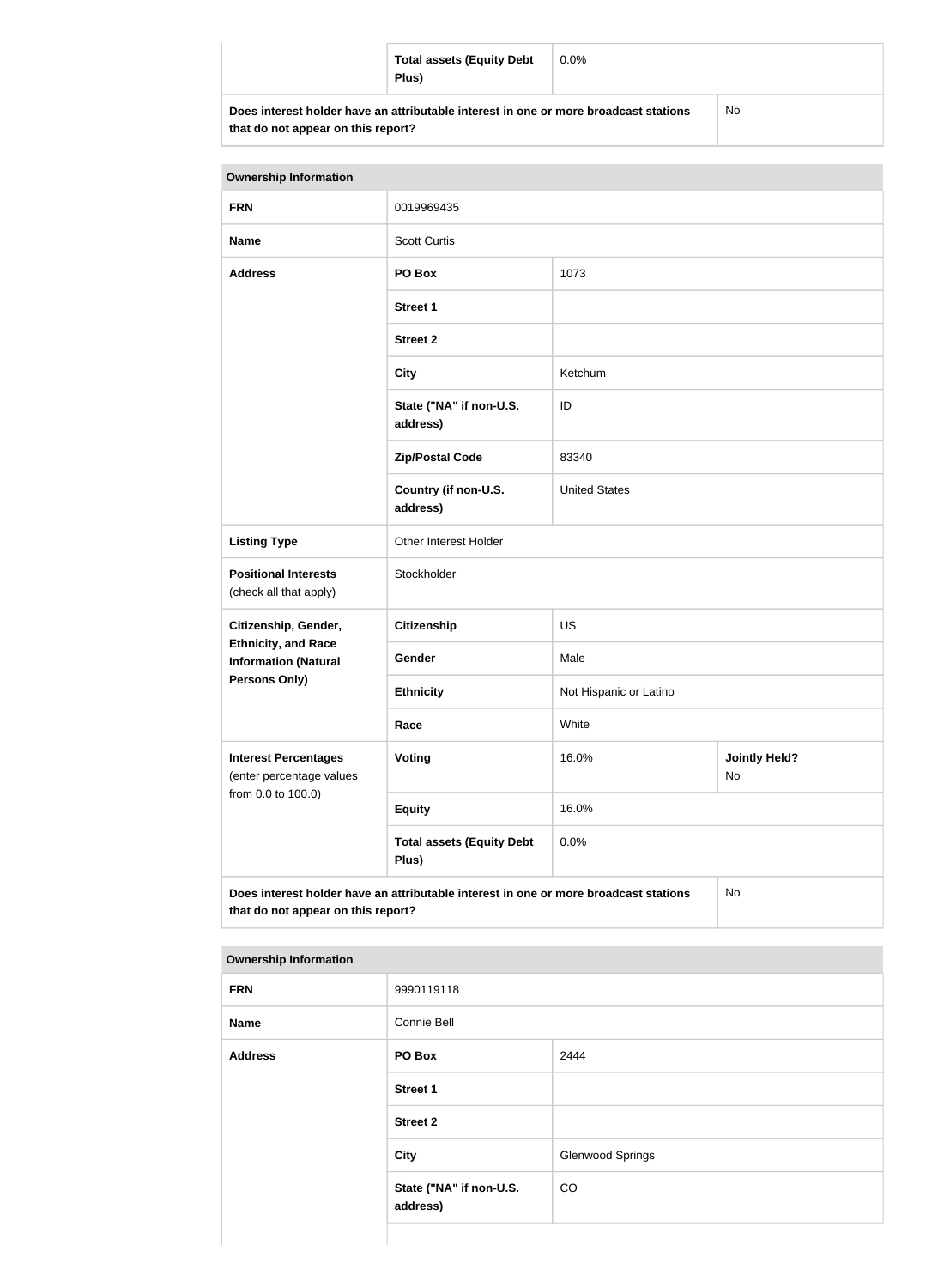| | | |
|---|---|---|
| | **Total assets (Equity Debt Plus)** | 0.0% |
| **Does interest holder have an attributable interest in one or more broadcast stations that do not appear on this report?** | | No |

| **Ownership Information** | | | |
|---|---|---|---|
| **FRN** | 0019969435 | | |
| **Name** | Scott Curtis | | |
| **Address** | **PO Box** | 1073 | |
| | **Street 1** | | |
| | **Street 2** | | |
| | **City** | Ketchum | |
| | **State ("NA" if non-U.S. address)** | ID | |
| | **Zip/Postal Code** | 83340 | |
| | **Country (if non-U.S. address)** | United States | |
| **Listing Type** | Other Interest Holder | | |
| **Positional Interests** (check all that apply) | Stockholder | | |
| **Citizenship, Gender, Ethnicity, and Race Information (Natural Persons Only)** | **Citizenship** | US | |
| | **Gender** | Male | |
| | **Ethnicity** | Not Hispanic or Latino | |
| | **Race** | White | |
| **Interest Percentages** (enter percentage values from 0.0 to 100.0) | **Voting** | 16.0% | **Jointly Held?** No |
| | **Equity** | 16.0% | |
| | **Total assets (Equity Debt Plus)** | 0.0% | |
| **Does interest holder have an attributable interest in one or more broadcast stations that do not appear on this report?** | | | No |

| **Ownership Information** | | |
|---|---|---|
| **FRN** | 9990119118 | |
| **Name** | Connie Bell | |
| **Address** | **PO Box** | 2444 |
| | **Street 1** | |
| | **Street 2** | |
| | **City** | Glenwood Springs |
| | **State ("NA" if non-U.S. address)** | CO |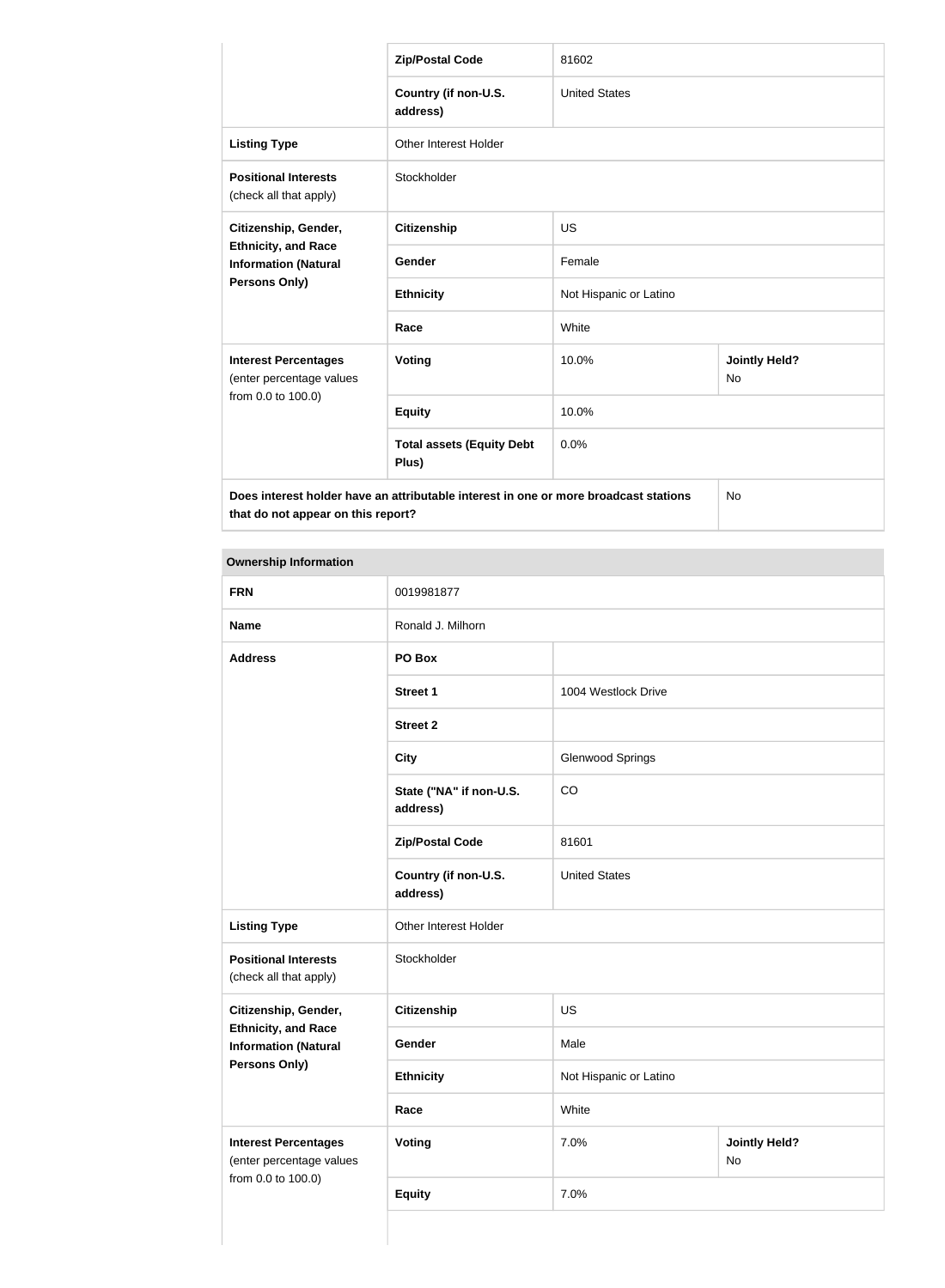| | | | |
|---|---|---|---|
| | **Zip/Postal Code** | 81602 | |
| | **Country (if non-U.S. address)** | United States | |
| **Listing Type** | Other Interest Holder | | |
| **Positional Interests** (check all that apply) | Stockholder | | |
| **Citizenship, Gender, Ethnicity, and Race Information (Natural Persons Only)** | **Citizenship** | US | |
| | **Gender** | Female | |
| | **Ethnicity** | Not Hispanic or Latino | |
| | **Race** | White | |
| **Interest Percentages** (enter percentage values from 0.0 to 100.0) | **Voting** | 10.0% | **Jointly Held?** No |
| | **Equity** | 10.0% | |
| | **Total assets (Equity Debt Plus)** | 0.0% | |
| **Does interest holder have an attributable interest in one or more broadcast stations that do not appear on this report?** | | | No |

| **Ownership Information** | | | |
|---|---|---|---|
| **FRN** | 0019981877 | | |
| **Name** | Ronald J. Milhorn | | |
| **Address** | **PO Box** | | |
| | **Street 1** | 1004 Westlock Drive | |
| | **Street 2** | | |
| | **City** | Glenwood Springs | |
| | **State ("NA" if non-U.S. address)** | CO | |
| | **Zip/Postal Code** | 81601 | |
| | **Country (if non-U.S. address)** | United States | |
| **Listing Type** | Other Interest Holder | | |
| **Positional Interests** (check all that apply) | Stockholder | | |
| **Citizenship, Gender, Ethnicity, and Race Information (Natural Persons Only)** | **Citizenship** | US | |
| | **Gender** | Male | |
| | **Ethnicity** | Not Hispanic or Latino | |
| | **Race** | White | |
| **Interest Percentages** (enter percentage values from 0.0 to 100.0) | **Voting** | 7.0% | **Jointly Held?** No |
| | **Equity** | 7.0% | |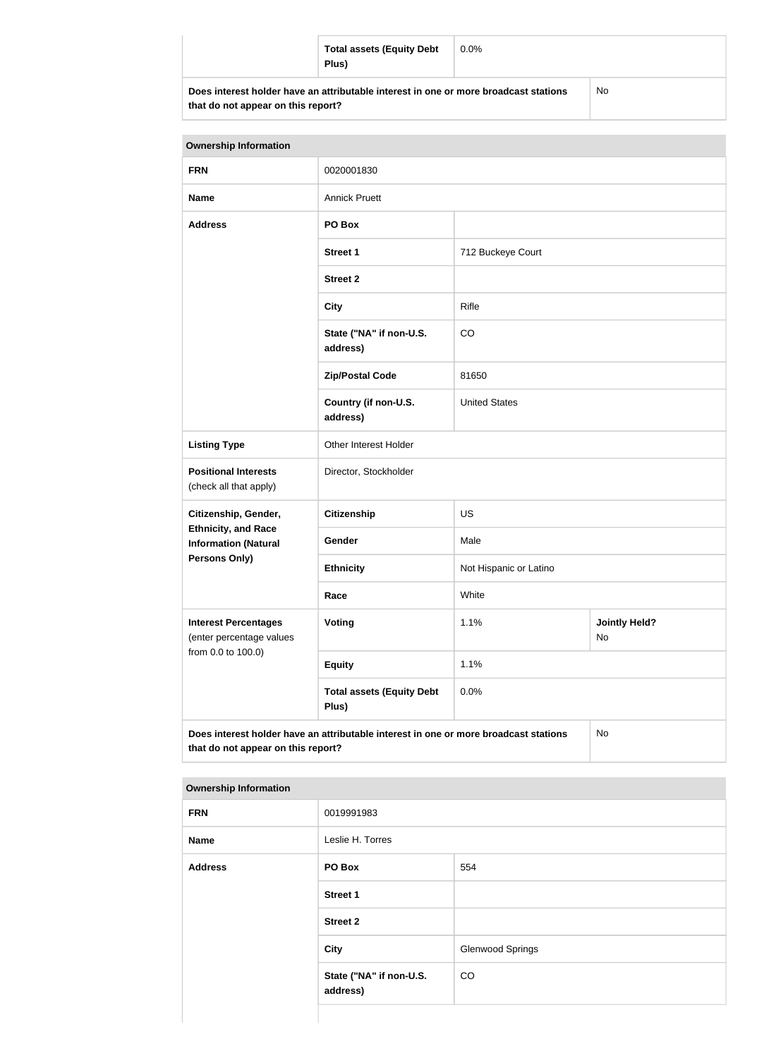| | | |
|---|---|---|
| | **Total assets (Equity Debt Plus)** | 0.0% |

| | |
|---|---|
| **Does interest holder have an attributable interest in one or more broadcast stations that do not appear on this report?** | No |

| **Ownership Information** | | | |
|---|---|---|---|
| **FRN** | 0020001830 | | |
| **Name** | Annick Pruett | | |
| **Address** | **PO Box** | | |
| | **Street 1** | 712 Buckeye Court | |
| | **Street 2** | | |
| | **City** | Rifle | |
| | **State ("NA" if non-U.S. address)** | CO | |
| | **Zip/Postal Code** | 81650 | |
| | **Country (if non-U.S. address)** | United States | |
| **Listing Type** | Other Interest Holder | | |
| **Positional Interests** (check all that apply) | Director, Stockholder | | |
| **Citizenship, Gender, Ethnicity, and Race Information (Natural Persons Only)** | **Citizenship** | US | |
| | **Gender** | Male | |
| | **Ethnicity** | Not Hispanic or Latino | |
| | **Race** | White | |
| **Interest Percentages** (enter percentage values from 0.0 to 100.0) | **Voting** | 1.1% | **Jointly Held?** No |
| | **Equity** | 1.1% | |
| | **Total assets (Equity Debt Plus)** | 0.0% | |
| **Does interest holder have an attributable interest in one or more broadcast stations that do not appear on this report?** | | | No |

| **Ownership Information** | | |
|---|---|---|
| **FRN** | 0019991983 | |
| **Name** | Leslie H. Torres | |
| **Address** | **PO Box** | 554 |
| | **Street 1** | |
| | **Street 2** | |
| | **City** | Glenwood Springs |
| | **State ("NA" if non-U.S. address)** | CO |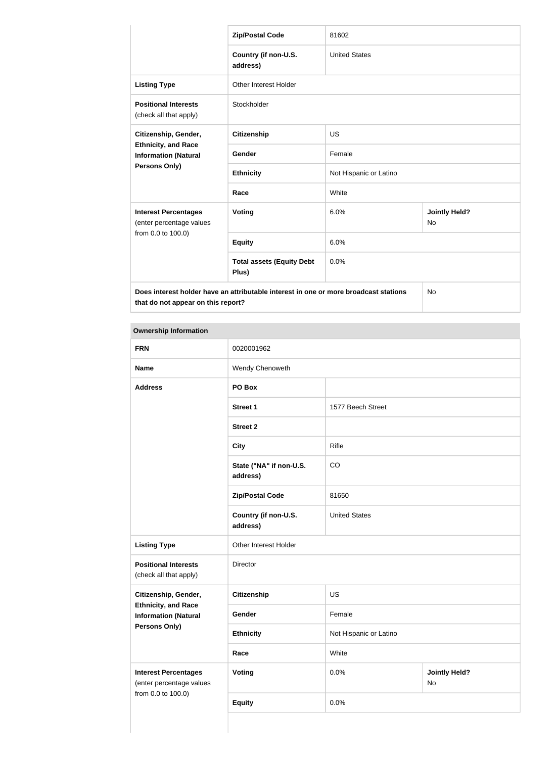| | | | |
|---|---|---|---|
| | Zip/Postal Code | 81602 | |
| | Country (if non-U.S. address) | United States | |
| Listing Type | Other Interest Holder | | |
| Positional Interests (check all that apply) | Stockholder | | |
| Citizenship, Gender, Ethnicity, and Race Information (Natural Persons Only) | Citizenship | US | |
| | Gender | Female | |
| | Ethnicity | Not Hispanic or Latino | |
| | Race | White | |
| Interest Percentages (enter percentage values from 0.0 to 100.0) | Voting | 6.0% | Jointly Held? No |
| | Equity | 6.0% | |
| | Total assets (Equity Debt Plus) | 0.0% | |
| Does interest holder have an attributable interest in one or more broadcast stations that do not appear on this report? | | | No |

**Ownership Information**

| | | | |
|---|---|---|---|
| FRN | 0020001962 | | |
| Name | Wendy Chenoweth | | |
| Address | PO Box | | |
| | Street 1 | 1577 Beech Street | |
| | Street 2 | | |
| | City | Rifle | |
| | State ("NA" if non-U.S. address) | CO | |
| | Zip/Postal Code | 81650 | |
| | Country (if non-U.S. address) | United States | |
| Listing Type | Other Interest Holder | | |
| Positional Interests (check all that apply) | Director | | |
| Citizenship, Gender, Ethnicity, and Race Information (Natural Persons Only) | Citizenship | US | |
| | Gender | Female | |
| | Ethnicity | Not Hispanic or Latino | |
| | Race | White | |
| Interest Percentages (enter percentage values from 0.0 to 100.0) | Voting | 0.0% | Jointly Held? No |
| | Equity | 0.0% | |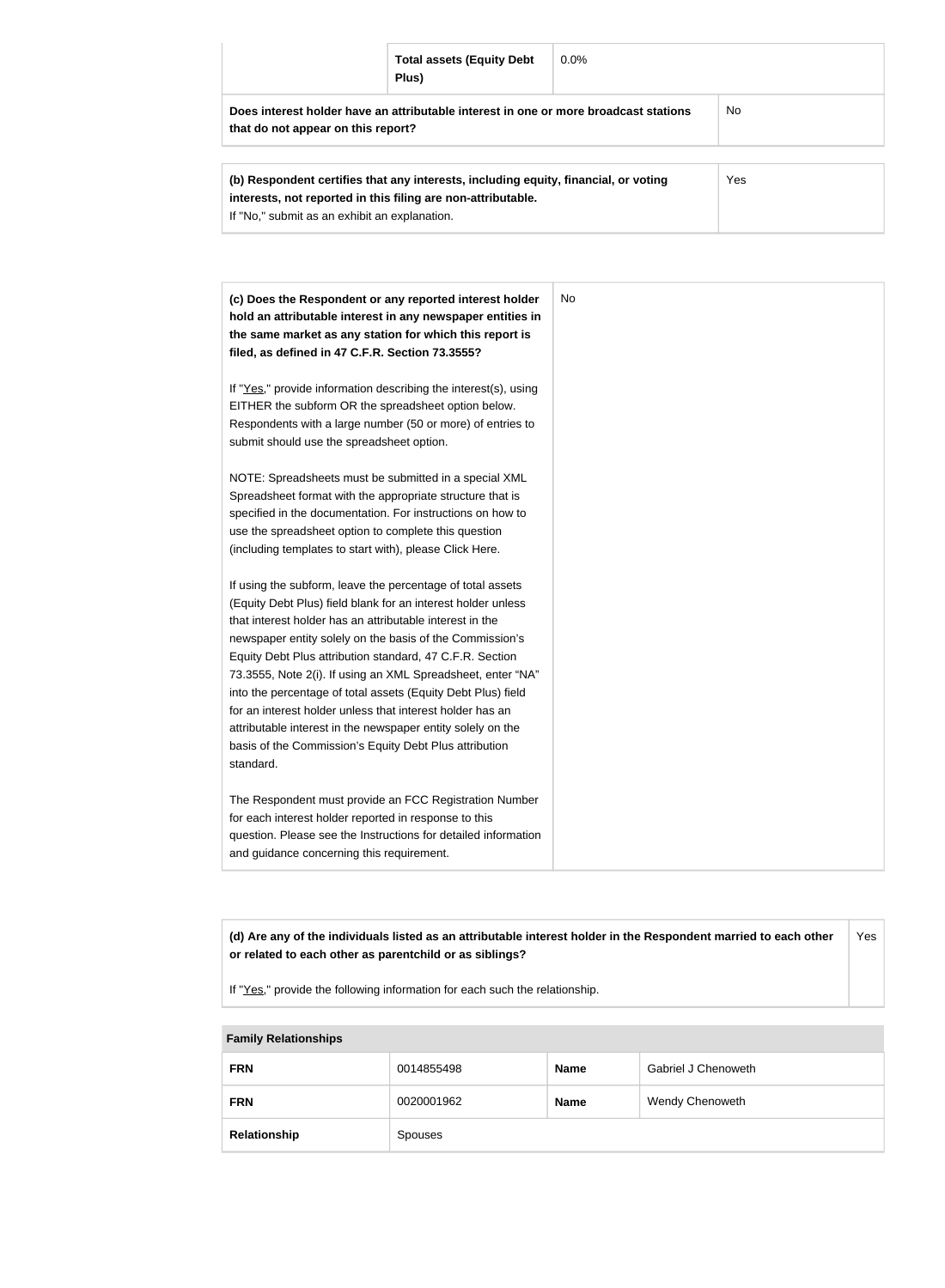| | | |
|---|---|---|
| | **Total assets (Equity Debt Plus)** | 0.0% |
| **Does interest holder have an attributable interest in one or more broadcast stations that do not appear on this report?** | | No |

| | |
|---|---|
| **(b) Respondent certifies that any interests, including equity, financial, or voting interests, not reported in this filing are non-attributable.**<br>If "No," submit as an exhibit an explanation. | Yes |

| | |
|---|---|
| **(c) Does the Respondent or any reported interest holder hold an attributable interest in any newspaper entities in the same market as any station for which this report is filed, as defined in 47 C.F.R. Section 73.3555?**<br><br>If "Yes," provide information describing the interest(s), using EITHER the subform OR the spreadsheet option below. Respondents with a large number (50 or more) of entries to submit should use the spreadsheet option.<br><br>NOTE: Spreadsheets must be submitted in a special XML Spreadsheet format with the appropriate structure that is specified in the documentation. For instructions on how to use the spreadsheet option to complete this question (including templates to start with), please Click Here.<br><br>If using the subform, leave the percentage of total assets (Equity Debt Plus) field blank for an interest holder unless that interest holder has an attributable interest in the newspaper entity solely on the basis of the Commission's Equity Debt Plus attribution standard, 47 C.F.R. Section 73.3555, Note 2(i). If using an XML Spreadsheet, enter "NA" into the percentage of total assets (Equity Debt Plus) field for an interest holder unless that interest holder has an attributable interest in the newspaper entity solely on the basis of the Commission's Equity Debt Plus attribution standard.<br><br>The Respondent must provide an FCC Registration Number for each interest holder reported in response to this question. Please see the Instructions for detailed information and guidance concerning this requirement. | No |

| | |
|---|---|
| **(d) Are any of the individuals listed as an attributable interest holder in the Respondent married to each other or related to each other as parentchild or as siblings?**<br><br>If "Yes," provide the following information for each such the relationship. | Yes |

| **Family Relationships** | | | |
|---|---|---|---|
| **FRN** | 0014855498 | **Name** | Gabriel J Chenoweth |
| **FRN** | 0020001962 | **Name** | Wendy Chenoweth |
| **Relationship** | Spouses | | |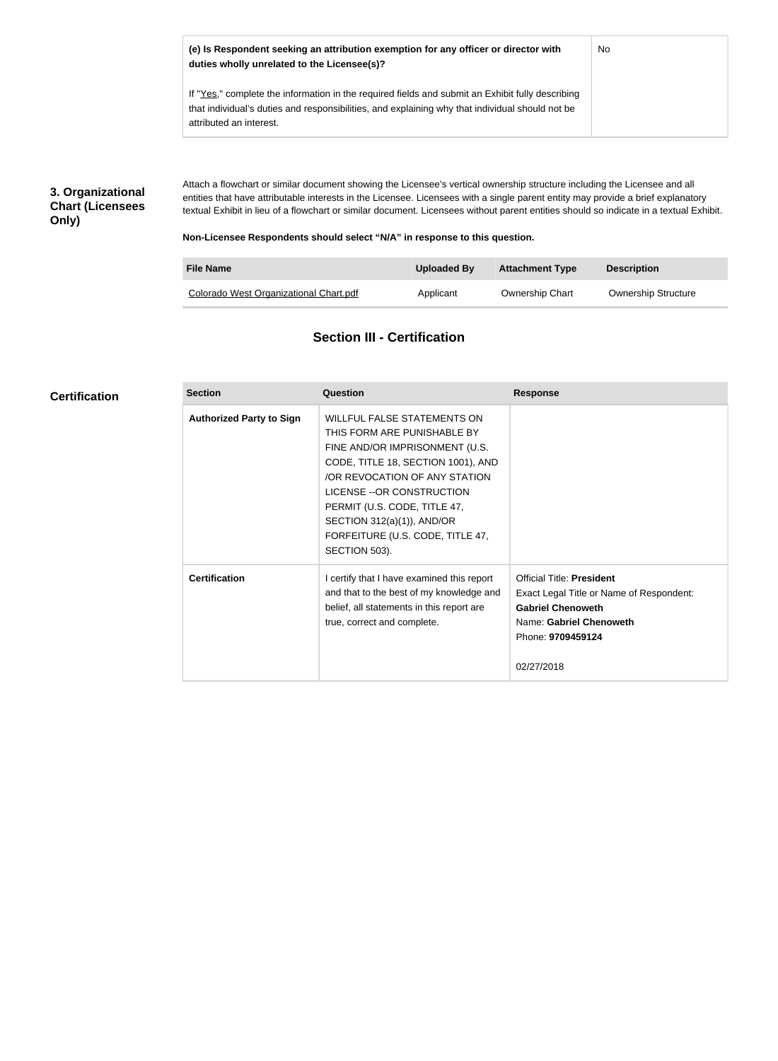| | |
|---|---|
| **(e) Is Respondent seeking an attribution exemption for any officer or director with duties wholly unrelated to the Licensee(s)?**<br><br>If "Yes," complete the information in the required fields and submit an Exhibit fully describing that individual's duties and responsibilities, and explaining why that individual should not be attributed an interest. | No |

### 3. Organizational Chart (Licensees Only)

Attach a flowchart or similar document showing the Licensee's vertical ownership structure including the Licensee and all entities that have attributable interests in the Licensee. Licensees with a single parent entity may provide a brief explanatory textual Exhibit in lieu of a flowchart or similar document. Licensees without parent entities should so indicate in a textual Exhibit.

**Non-Licensee Respondents should select "N/A" in response to this question.**

| File Name | Uploaded By | Attachment Type | Description |
|---|---|---|---|
| Colorado West Organizational Chart.pdf | Applicant | Ownership Chart | Ownership Structure |

## Section III - Certification

### Certification

| Section | Question | Response |
|---|---|---|
| **Authorized Party to Sign** | WILLFUL FALSE STATEMENTS ON THIS FORM ARE PUNISHABLE BY FINE AND/OR IMPRISONMENT (U.S. CODE, TITLE 18, SECTION 1001), AND /OR REVOCATION OF ANY STATION LICENSE --OR CONSTRUCTION PERMIT (U.S. CODE, TITLE 47, SECTION 312(a)(1)), AND/OR FORFEITURE (U.S. CODE, TITLE 47, SECTION 503). | |
| **Certification** | I certify that I have examined this report and that to the best of my knowledge and belief, all statements in this report are true, correct and complete. | Official Title: **President**<br>Exact Legal Title or Name of Respondent: **Gabriel Chenoweth**<br>Name: **Gabriel Chenoweth**<br>Phone: **9709459124**<br><br>02/27/2018 |